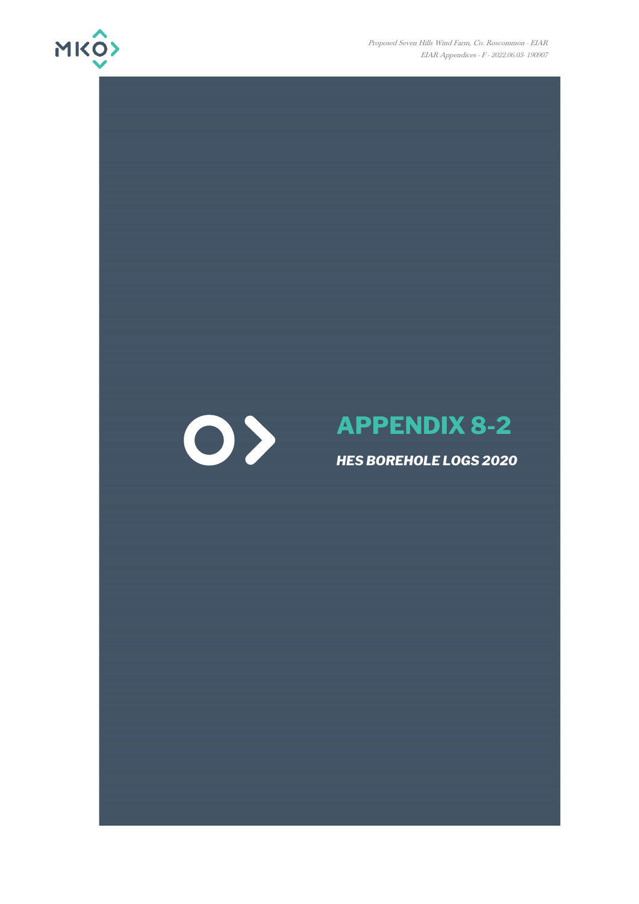# APPENDIX 8-2

***HES BOREHOLE LOGS 2020***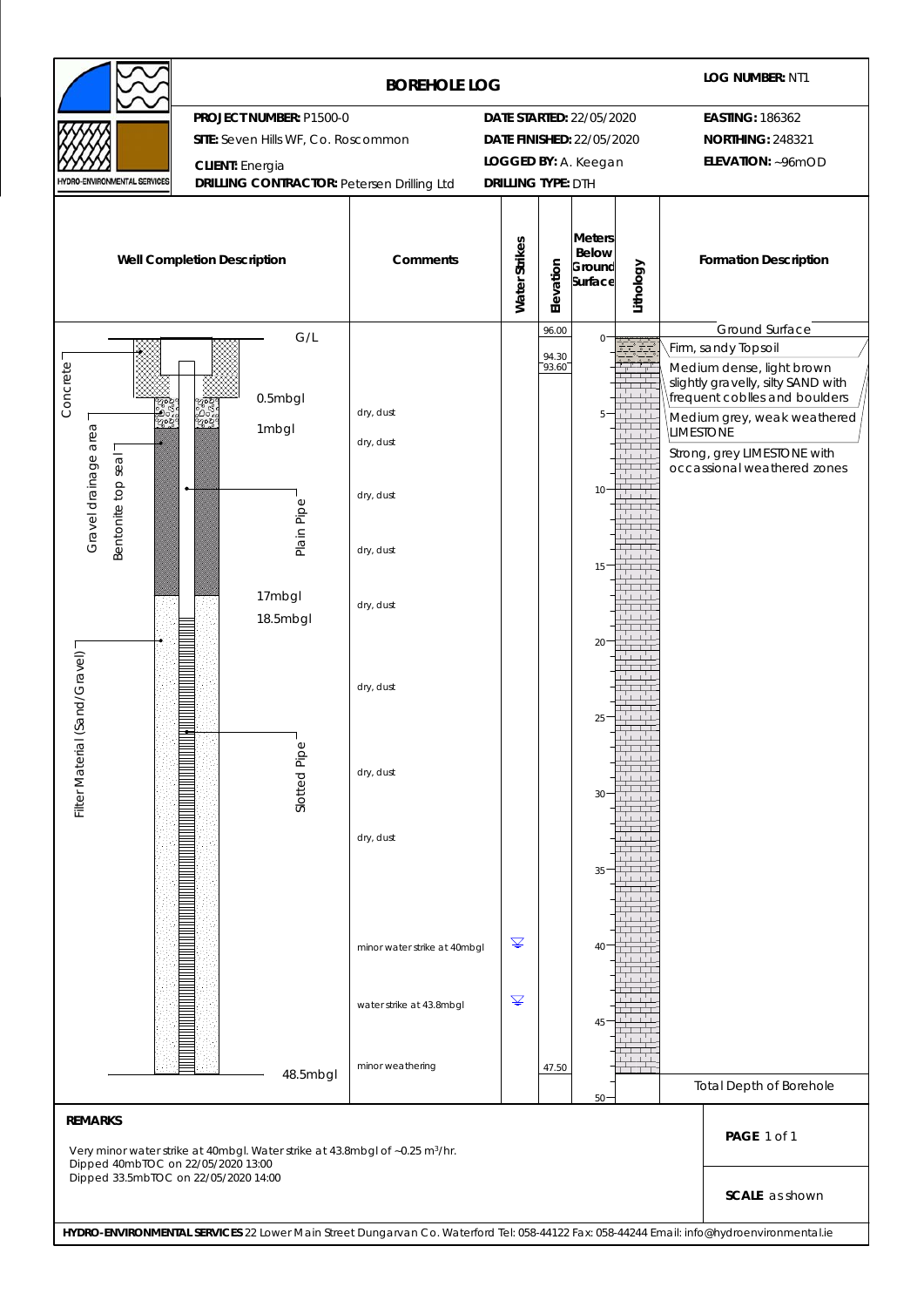# BOREHOLE LOG

**LOG NUMBER:** NT1

HYDRO-ENVIRONMENTAL SERVICES

| | | |
|---|---|---|
| **PROJECT NUMBER:** P1500-0 | **DATE STARTED:** 22/05/2020 | **EASTING:** 186362 |
| **SITE:** Seven Hills WF, Co. Roscommon | **DATE FINISHED:** 22/05/2020 | **NORTHING:** 248321 |
| **CLIENT:** Energia | **LOGGED BY:** A. Keegan | **ELEVATION:** ~96mOD |
| **DRILLING CONTRACTOR:** Petersen Drilling Ltd | **DRILLING TYPE:** DTH | |

## Well Completion Description

- G/L
- Concrete
- 0.5mbgl
- Gravel drainage area
- 1mbgl
- Bentonite top seal
- Plain Pipe
- 17mbgl
- 18.5mbgl
- Filter Material (Sand/Gravel)
- Slotted Pipe
- 48.5mbgl

## Comments

- dry, dust
- dry, dust
- dry, dust
- dry, dust
- dry, dust
- dry, dust
- dry, dust
- dry, dust
- minor water strike at 40mbgl
- water strike at 43.8mbgl
- minor weathering

## Elevation / Formation Description

| Elevation | Formation Description |
|---|---|
| 96.00 | Ground Surface |
| | Firm, sandy Topsoil |
| 94.30 | Medium dense, light brown slightly gravelly, silty SAND with frequent coblles and boulders |
| 93.60 | Medium grey, weak weathered LIMESTONE |
| | Strong, grey LIMESTONE with occassional weathered zones |
| 47.50 | Total Depth of Borehole |

Water Strikes: 40 mbgl, 43.8 mbgl

Meters Below Ground Surface: 0 – 50

**REMARKS**

Very minor water strike at 40mbgl. Water strike at 43.8mbgl of ~0.25 m³/hr.
Dipped 40mbTOC on 22/05/2020 13:00
Dipped 33.5mbTOC on 22/05/2020 14:00

**SCALE** as shown

**HYDRO-ENVIRONMENTAL SERVICES** 22 Lower Main Street Dungarvan Co. Waterford Tel: 058-44122 Fax: 058-44244 Email: info@hydroenvironmental.ie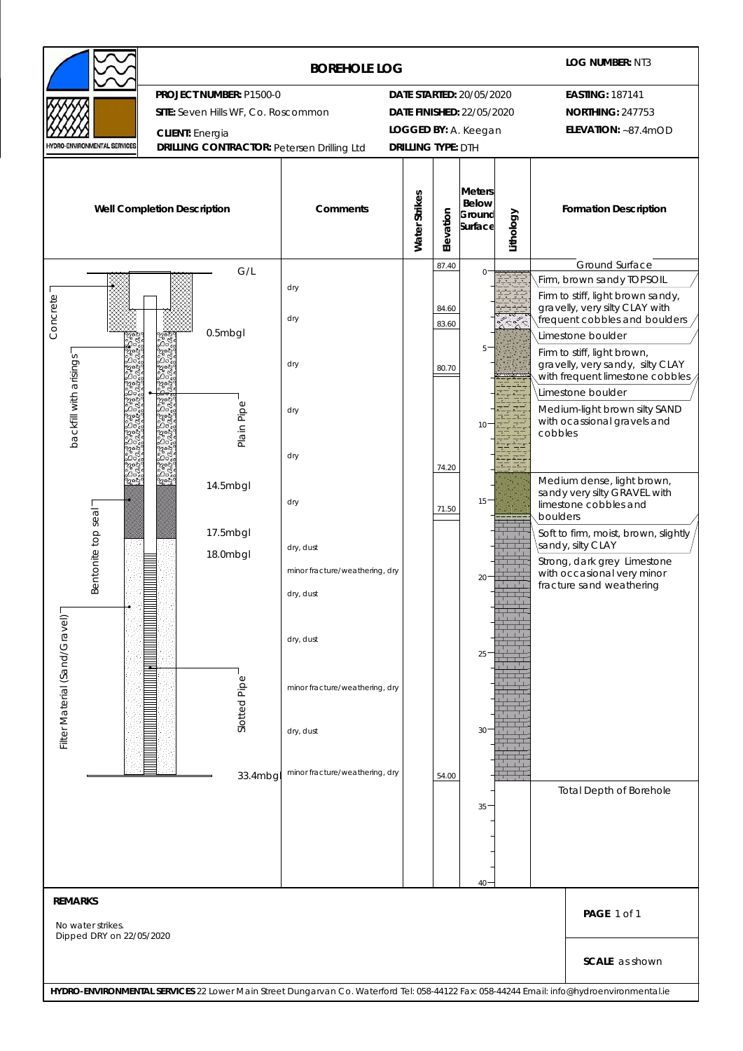# BOREHOLE LOG

**LOG NUMBER:** NT3

HYDRO-ENVIRONMENTAL SERVICES

| | | |
|---|---|---|
| **PROJECT NUMBER:** P1500-0 | **DATE STARTED:** 20/05/2020 | **EASTING:** 187141 |
| **SITE:** Seven Hills WF, Co. Roscommon | **DATE FINISHED:** 22/05/2020 | **NORTHING:** 247753 |
| **CLIENT:** Energia | **LOGGED BY:** A. Keegan | **ELEVATION:** ~87.4mOD |
| **DRILLING CONTRACTOR:** Petersen Drilling Ltd | **DRILLING TYPE:** DTH | |

## Well Completion Description

- G/L
- Concrete (G/L to 0.5mbgl)
- backfill with arisings (0.5mbgl to 14.5mbgl)
- Plain Pipe (G/L to 18.0mbgl)
- Bentonite top seal (14.5mbgl to 17.5mbgl)
- Filter Material (Sand/Gravel) (17.5mbgl to 33.4mbgl)
- Slotted Pipe (18.0mbgl to 33.4mbgl)
- 33.4mbgl

| Comments | Water Strikes | Elevation | Meters Below Ground Surface | Formation Description |
|---|---|---|---|---|
| | | 87.40 | 0 | Ground Surface |
| dry | | | | Firm, brown sandy TOPSOIL |
| dry | | 84.60 | | Firm to stiff, light brown sandy, gravelly, very silty CLAY with frequent cobbles and boulders |
| | | 83.60 | | Limestone boulder |
| dry | | 80.70 | 5 | Firm to stiff, light brown, gravelly, very sandy, silty CLAY with frequent limestone cobbles |
| | | | | Limestone boulder |
| dry | | | 10 | Medium-light brown silty SAND with ocassional gravels and cobbles |
| dry | | 74.20 | | |
| dry | | 71.50 | 15 | Medium dense, light brown, sandy very silty GRAVEL with limestone cobbles and boulders |
| | | | | Soft to firm, moist, brown, slightly sandy, silty CLAY |
| dry, dust | | | | Strong, dark grey Limestone with occasional very minor fracture sand weathering |
| minor fracture/weathering, dry | | | 20 | |
| dry, dust | | | | |
| dry, dust | | | 25 | |
| minor fracture/weathering, dry | | | | |
| dry, dust | | | 30 | |
| minor fracture/weathering, dry | | 54.00 | | |
| | | | 35 | Total Depth of Borehole |
| | | | 40 | |

**REMARKS**

No water strikes.
Dipped DRY on 22/05/2020

**PAGE** 1 of 1

**SCALE** as shown

**HYDRO-ENVIRONMENTAL SERVICES** 22 Lower Main Street Dungarvan Co. Waterford Tel: 058-44122 Fax: 058-44244 Email: info@hydroenvironmental.ie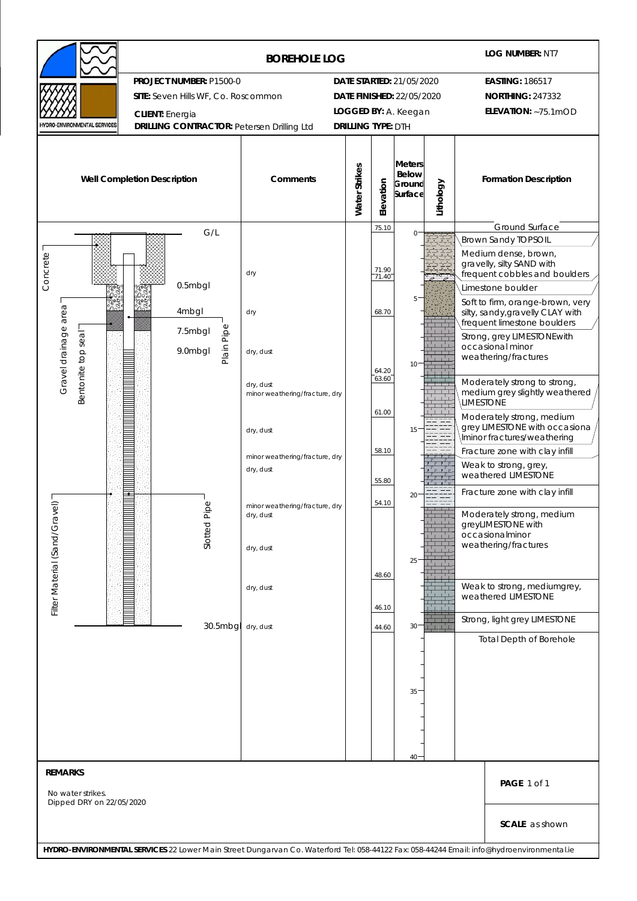# BOREHOLE LOG

**LOG NUMBER:** NT7

HYDRO-ENVIRONMENTAL SERVICES

| | | |
|---|---|---|
| **PROJECT NUMBER:** P1500-0 | **DATE STARTED:** 21/05/2020 | **EASTING:** 186517 |
| **SITE:** Seven Hills WF, Co. Roscommon | **DATE FINISHED:** 22/05/2020 | **NORTHING:** 247332 |
| **CLIENT:** Energia | **LOGGED BY:** A. Keegan | **ELEVATION:** ~75.1mOD |
| **DRILLING CONTRACTOR:** Petersen Drilling Ltd | **DRILLING TYPE:** DTH | |

## Well Completion Description

- G/L
- Concrete
- 0.5mbgl
- Gravel drainage area
- 4mbgl
- Bentonite top seal
- 7.5mbgl
- Plain Pipe
- 9.0mbgl
- Slotted Pipe
- Filter Material (Sand/Gravel)
- 30.5mbgl

| Comments | Water Strikes | Elevation | Meters Below Ground Surface | Formation Description |
|---|---|---|---|---|
| | | 75.10 | 0 | Ground Surface |
| | | | | Brown Sandy TOPSOIL |
| dry | | 71.90 | | Medium dense, brown, gravelly, silty SAND with frequent cobbles and boulders |
| | | 71.40 | | Limestone boulder |
| dry | | 68.70 | 5 | Soft to firm, orange-brown, very silty, sandy, gravelly CLAY with frequent limestone boulders |
| dry, dust | | 64.20 | 10 | Strong, grey LIMESTONEwith occasional minor weathering/fractures |
| dry, dust<br>minor weathering/fracture, dry | | 63.60 | | Moderately strong to strong, medium grey slightly weathered LIMESTONE |
| dry, dust | | 61.00 | 15 | Moderately strong, medium grey LIMESTONE with occasiona lminor fractures/weathering |
| minor weathering/fracture, dry | | 58.10 | | Fracture zone with clay infill |
| dry, dust | | 55.80 | | Weak to strong, grey, weathered LIMESTONE |
| minor weathering/fracture, dry | | 54.10 | 20 | Fracture zone with clay infill |
| dry, dust<br>dry, dust | | 48.60 | 25 | Moderately strong, medium greyLIMESTONE with occasionalminor weathering/fractures |
| dry, dust | | 46.10 | | Weak to strong, mediumgrey, weathered LIMESTONE |
| dry, dust | | 44.60 | 30 | Strong, light grey LIMESTONE |
| | | | | Total Depth of Borehole |

## REMARKS

No water strikes.
Dipped DRY on 22/05/2020

**PAGE** 1 of 1

**SCALE** as shown

**HYDRO-ENVIRONMENTAL SERVICES** 22 Lower Main Street Dungarvan Co. Waterford Tel: 058-44122 Fax: 058-44244 Email: info@hydroenvironmental.ie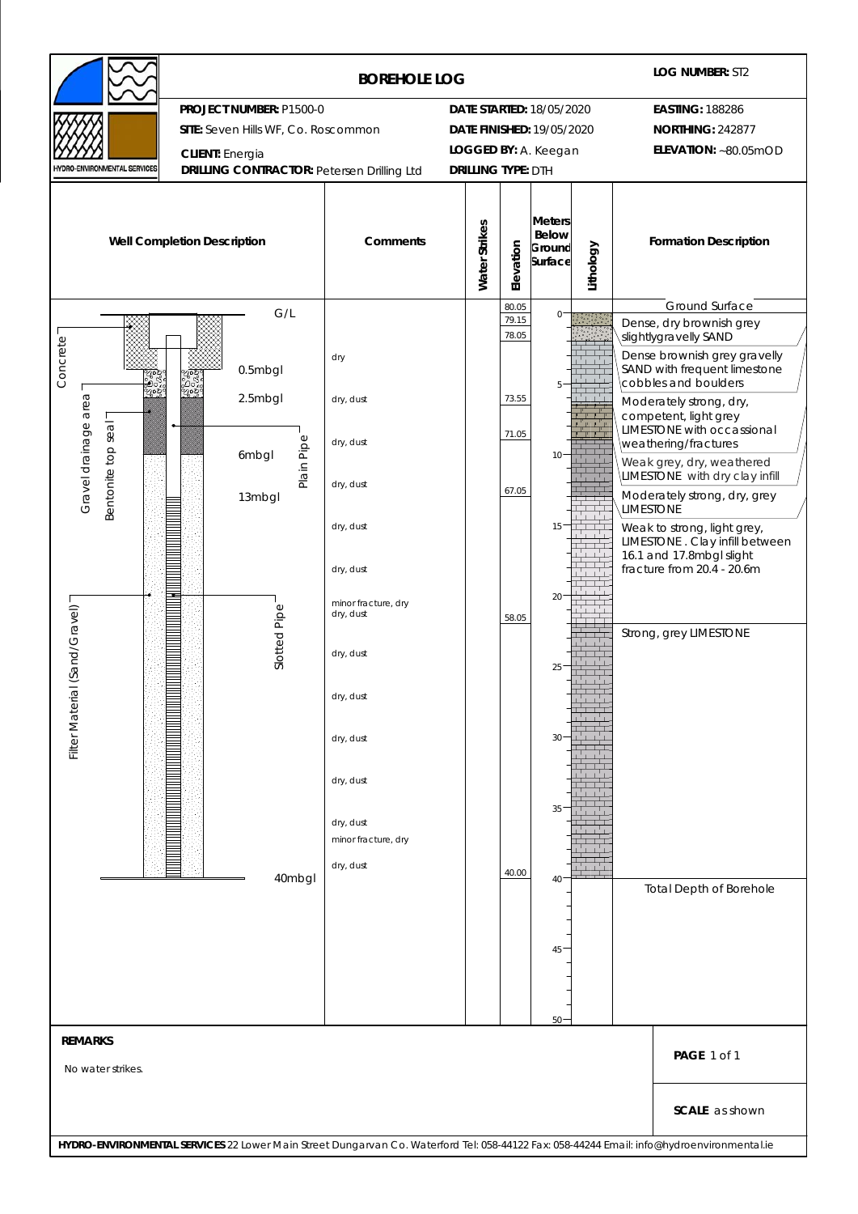# BOREHOLE LOG

**LOG NUMBER:** ST2

HYDRO-ENVIRONMENTAL SERVICES

| | | |
|---|---|---|
| **PROJECT NUMBER:** P1500-0 | **DATE STARTED:** 18/05/2020 | **EASTING:** 188286 |
| **SITE:** Seven Hills WF, Co. Roscommon | **DATE FINISHED:** 19/05/2020 | **NORTHING:** 242877 |
| **CLIENT:** Energia | **LOGGED BY:** A. Keegan | **ELEVATION:** ~80.05mOD |
| **DRILLING CONTRACTOR:** Petersen Drilling Ltd | **DRILLING TYPE:** DTH | |

## Well Completion Description

- G/L
- Concrete
- Gravel drainage area
- Bentonite top seal
- 0.5mbgl
- 2.5mbgl
- 6mbgl
- Plain Pipe
- 13mbgl
- Slotted Pipe
- Filter Material (Sand/Gravel)
- 40mbgl

## Comments

| Comments |
|---|
| dry |
| dry, dust |
| dry, dust |
| dry, dust |
| dry, dust |
| dry, dust |
| minor fracture, dry |
| dry, dust |
| dry, dust |
| dry, dust |
| dry, dust |
| dry, dust |
| dry, dust |
| minor fracture, dry |
| dry, dust |

## Formation Description

| Elevation | Formation Description |
|---|---|
| 80.05 | Ground Surface |
| 79.15 | Dense, dry brownish grey slightlygravelly SAND |
| 78.05 | Dense brownish grey gravelly SAND with frequent limestone cobbles and boulders |
| 73.55 | Moderately strong, dry, competent, light grey LIMESTONE with occassional weathering/fractures |
| 71.05 | Weak grey, dry, weathered LIMESTONE with dry clay infill |
| 67.05 | Moderately strong, dry, grey LIMESTONE |
| | Weak to strong, light grey, LIMESTONE. Clay infill between 16.1 and 17.8mbgl slight fracture from 20.4 - 20.6m |
| 58.05 | Strong, grey LIMESTONE |
| 40.00 | Total Depth of Borehole |

Water Strikes: none

## REMARKS

No water strikes.

**SCALE** as shown

**HYDRO-ENVIRONMENTAL SERVICES** 22 Lower Main Street Dungarvan Co. Waterford Tel: 058-44122 Fax: 058-44244 Email: info@hydroenvironmental.ie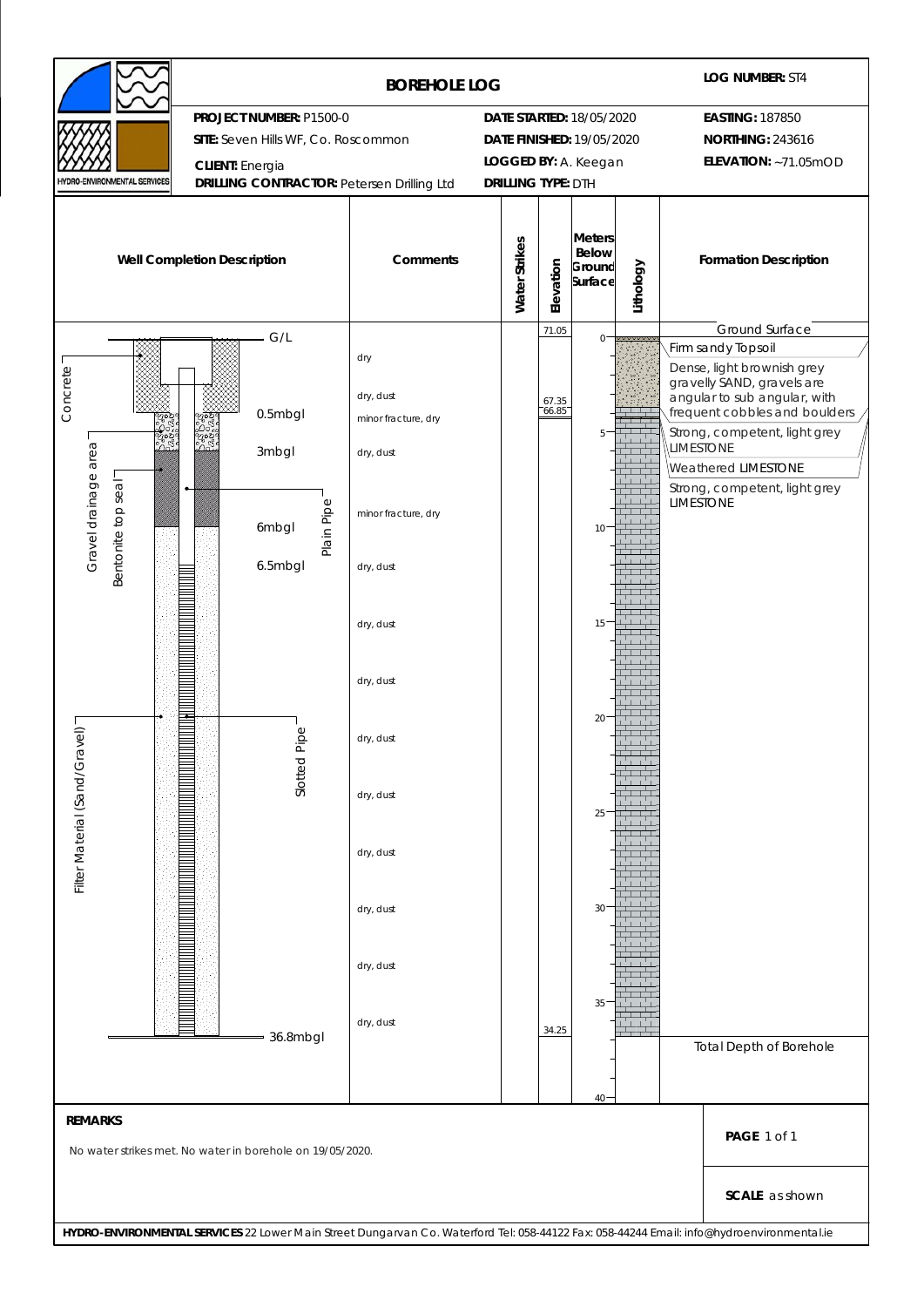# BOREHOLE LOG

**LOG NUMBER:** ST4

HYDRO-ENVIRONMENTAL SERVICES

| | | |
|---|---|---|
| **PROJECT NUMBER:** P1500-0 | **DATE STARTED:** 18/05/2020 | **EASTING:** 187850 |
| **SITE:** Seven Hills WF, Co. Roscommon | **DATE FINISHED:** 19/05/2020 | **NORTHING:** 243616 |
| **CLIENT:** Energia | **LOGGED BY:** A. Keegan | **ELEVATION:** ~71.05mOD |
| **DRILLING CONTRACTOR:** Petersen Drilling Ltd | **DRILLING TYPE:** DTH | |

## Well Completion Description

- G/L
- Concrete
- Gravel drainage area – 0.5mbgl
- Bentonite top seal – 3mbgl
- Plain Pipe – 6mbgl
- 6.5mbgl
- Slotted Pipe
- Filter Material (Sand/Gravel)
- 36.8mbgl

## Comments

dry; dry, dust; minor fracture, dry; dry, dust; minor fracture, dry; dry, dust; dry, dust; dry, dust; dry, dust; dry, dust; dry, dust; dry, dust; dry, dust; dry, dust

## Elevation / Formation Description

| Elevation (mOD) | Formation Description |
|---|---|
| 71.05 | Ground Surface |
| | Firm sandy Topsoil |
| | Dense, light brownish grey gravelly SAND, gravels are angular to sub angular, with frequent cobbles and boulders |
| 67.35 | Strong, competent, light grey LIMESTONE |
| 66.85 | Weathered LIMESTONE |
| | Strong, competent, light grey LIMESTONE |
| 34.25 | Total Depth of Borehole |

Meters Below Ground Surface: 0 – 40

## REMARKS

No water strikes met. No water in borehole on 19/05/2020.

**SCALE** as shown

**HYDRO-ENVIRONMENTAL SERVICES** 22 Lower Main Street Dungarvan Co. Waterford Tel: 058-44122 Fax: 058-44244 Email: info@hydroenvironmental.ie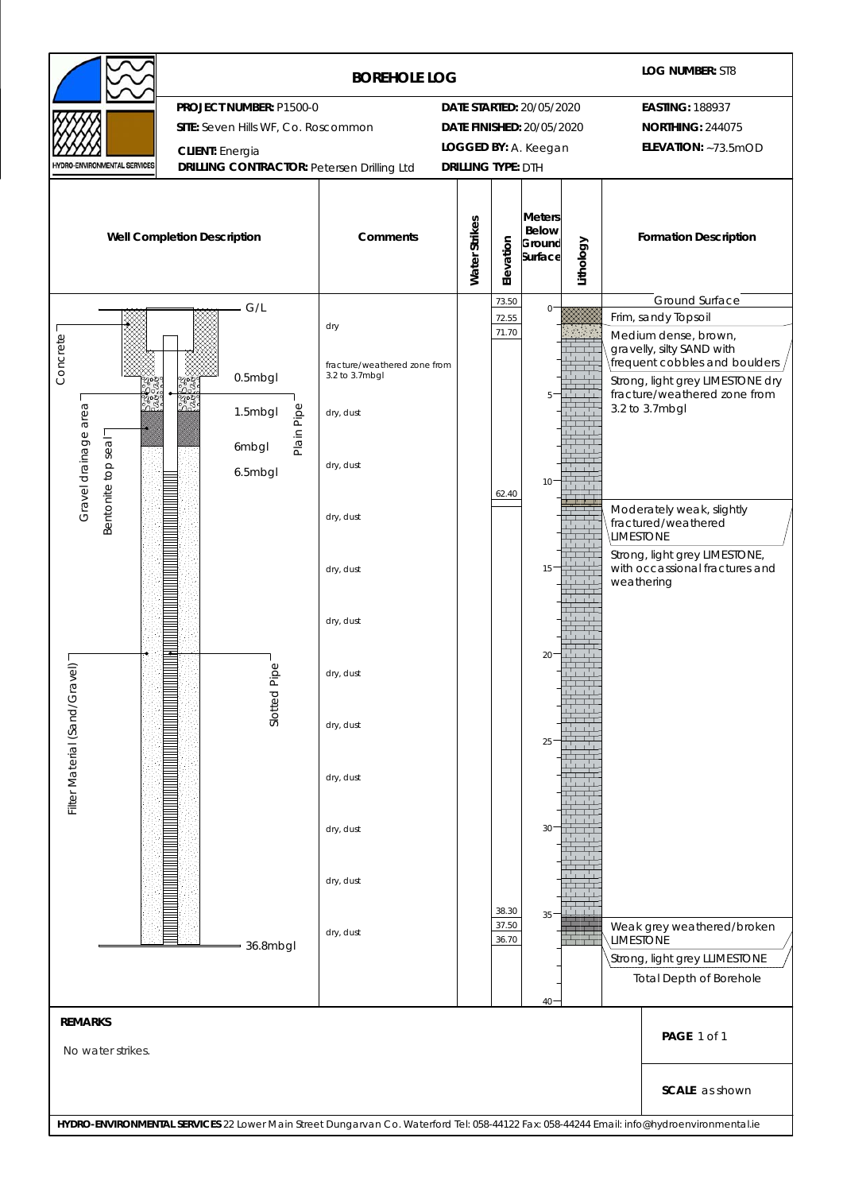# BOREHOLE LOG

**LOG NUMBER:** ST8

HYDRO-ENVIRONMENTAL SERVICES

| | | |
|---|---|---|
| **PROJECT NUMBER:** P1500-0 | **DATE STARTED:** 20/05/2020 | **EASTING:** 188937 |
| **SITE:** Seven Hills WF, Co. Roscommon | **DATE FINISHED:** 20/05/2020 | **NORTHING:** 244075 |
| **CLIENT:** Energia | **LOGGED BY:** A. Keegan | **ELEVATION:** ~73.5mOD |
| **DRILLING CONTRACTOR:** Petersen Drilling Ltd | **DRILLING TYPE:** DTH | |

**Well Completion Description**

G/L

Concrete

Gravel drainage area

Bentonite top seal

Filter Material (Sand/Gravel)

Plain Pipe

Slotted Pipe

0.5mbgl

1.5mbgl

6mbgl

6.5mbgl

36.8mbgl

| Comments | Water Strikes | Elevation | Meters Below Ground Surface | Formation Description |
|---|---|---|---|---|
| dry | | 73.50 | 0 | Ground Surface |
| | | 72.55 | | Frim, sandy Topsoil |
| fracture/weathered zone from 3.2 to 3.7mbgl | | 71.70 | | Medium dense, brown, gravelly, silty SAND with frequent cobbles and boulders |
| dry, dust | | | 5 | Strong, light grey LIMESTONE dry fracture/weathered zone from 3.2 to 3.7mbgl |
| dry, dust | | | 10 | |
| dry, dust | | 62.40 | | Moderately weak, slightly fractured/weathered LIMESTONE |
| dry, dust | | | 15 | Strong, light grey LIMESTONE, with occassional fractures and weathering |
| dry, dust | | | | |
| dry, dust | | | 20 | |
| dry, dust | | | 25 | |
| dry, dust | | | | |
| dry, dust | | | 30 | |
| dry, dust | | | | |
| | | 38.30 | 35 | |
| dry, dust | | 37.50 | | Weak grey weathered/broken LIMESTONE |
| | | 36.70 | | Strong, light grey LLIMESTONE |
| | | | | Total Depth of Borehole |
| | | | 40 | |

**REMARKS**

No water strikes.

**SCALE** as shown

**HYDRO-ENVIRONMENTAL SERVICES** 22 Lower Main Street Dungarvan Co. Waterford Tel: 058-44122 Fax: 058-44244 Email: info@hydroenvironmental.ie